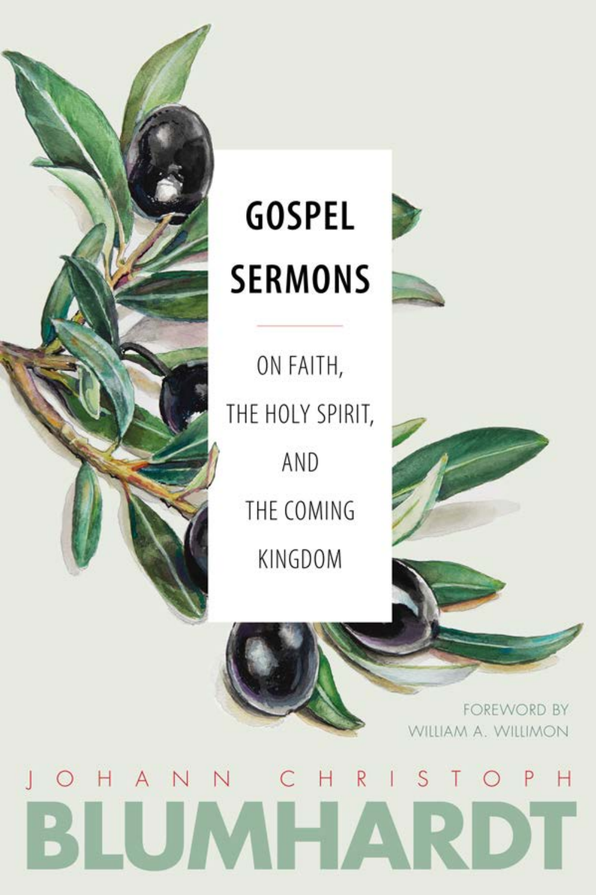# GOSPEL SERMONS

## ON FAITH, THE HOLY SPIRIT, AND THE COMING KINGDOM

FOREWORD BY WILLIAM A. WILLIMON

JOHANN CHRISTOPH

BLUMHARDT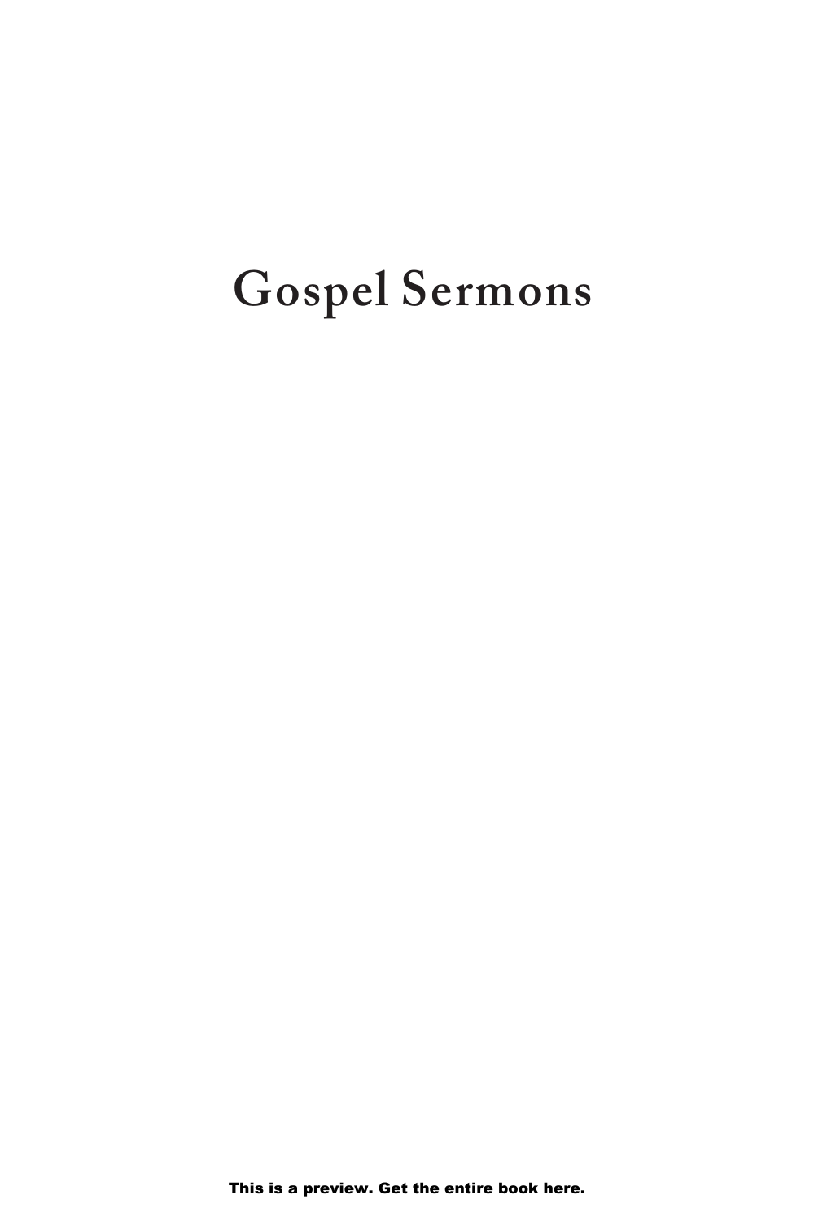# Gospel Sermons

This is a preview. Get the entire book here.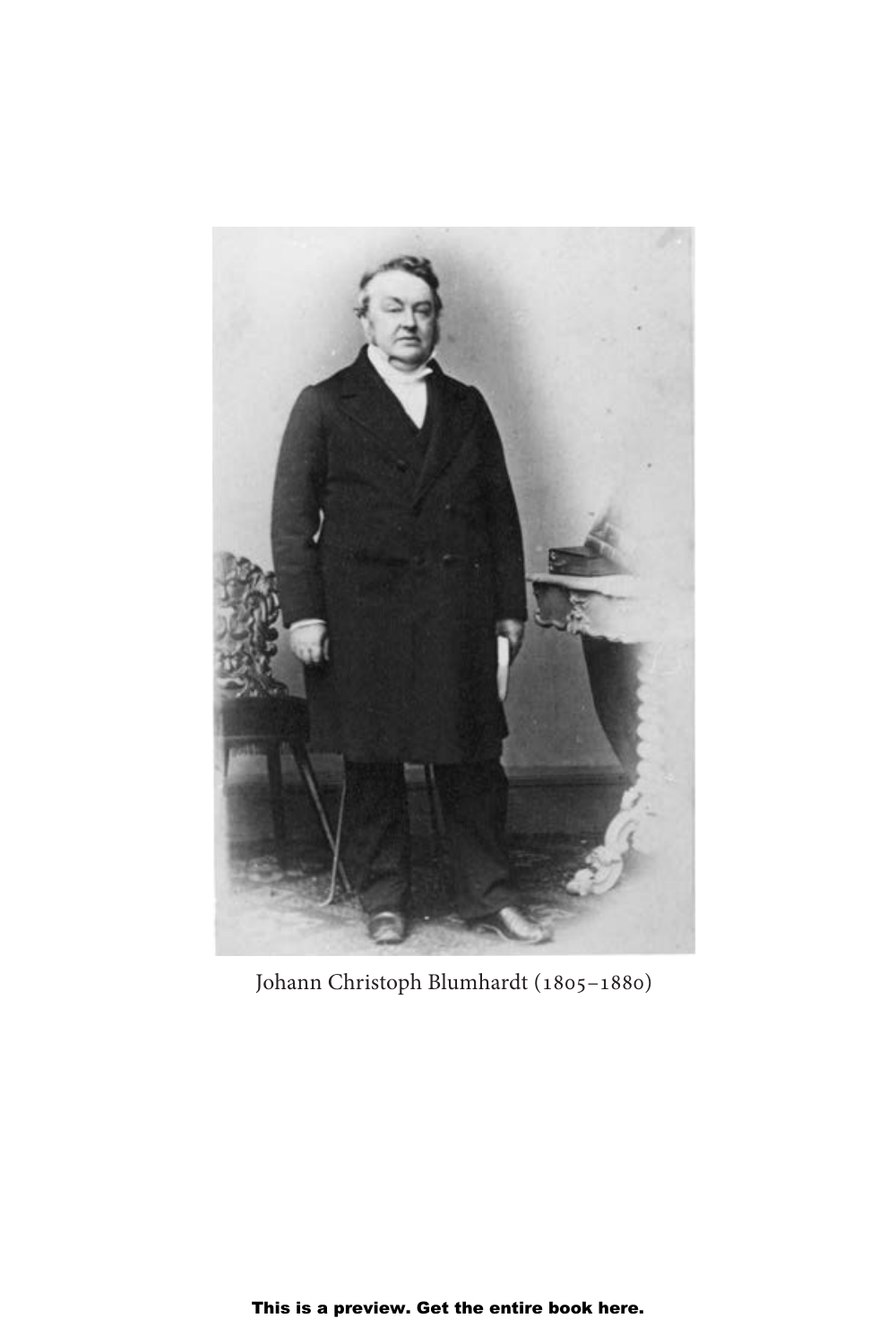Johann Christoph Blumhardt (1805–1880)

This is a preview. Get the entire book here.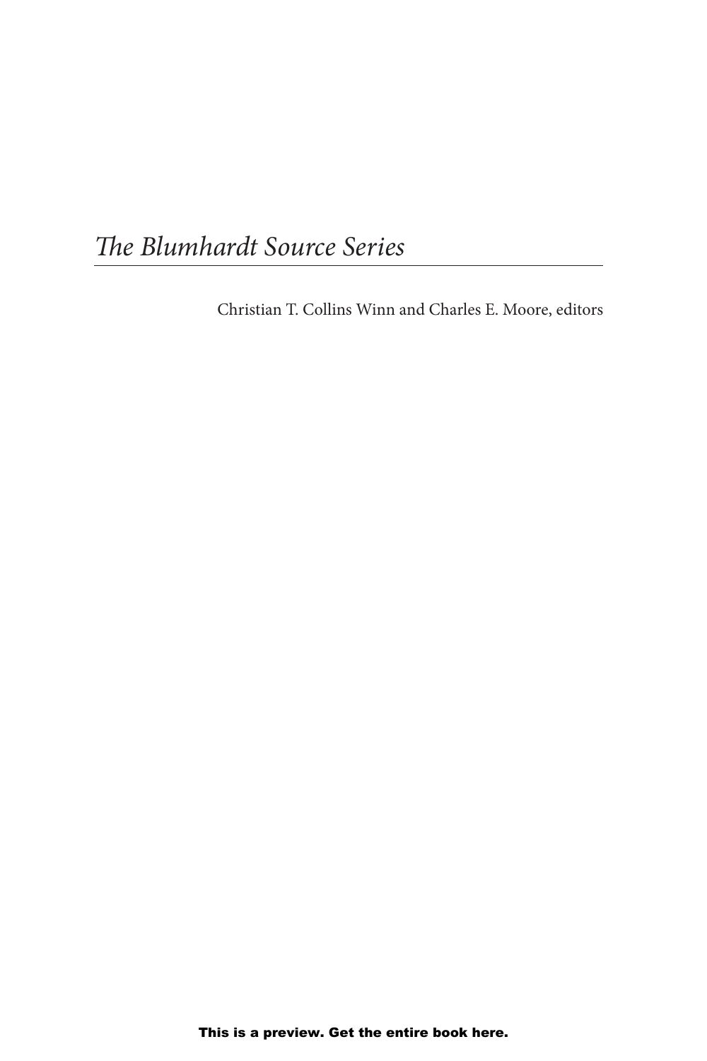*The Blumhardt Source Series*

Christian T. Collins Winn and Charles E. Moore, editors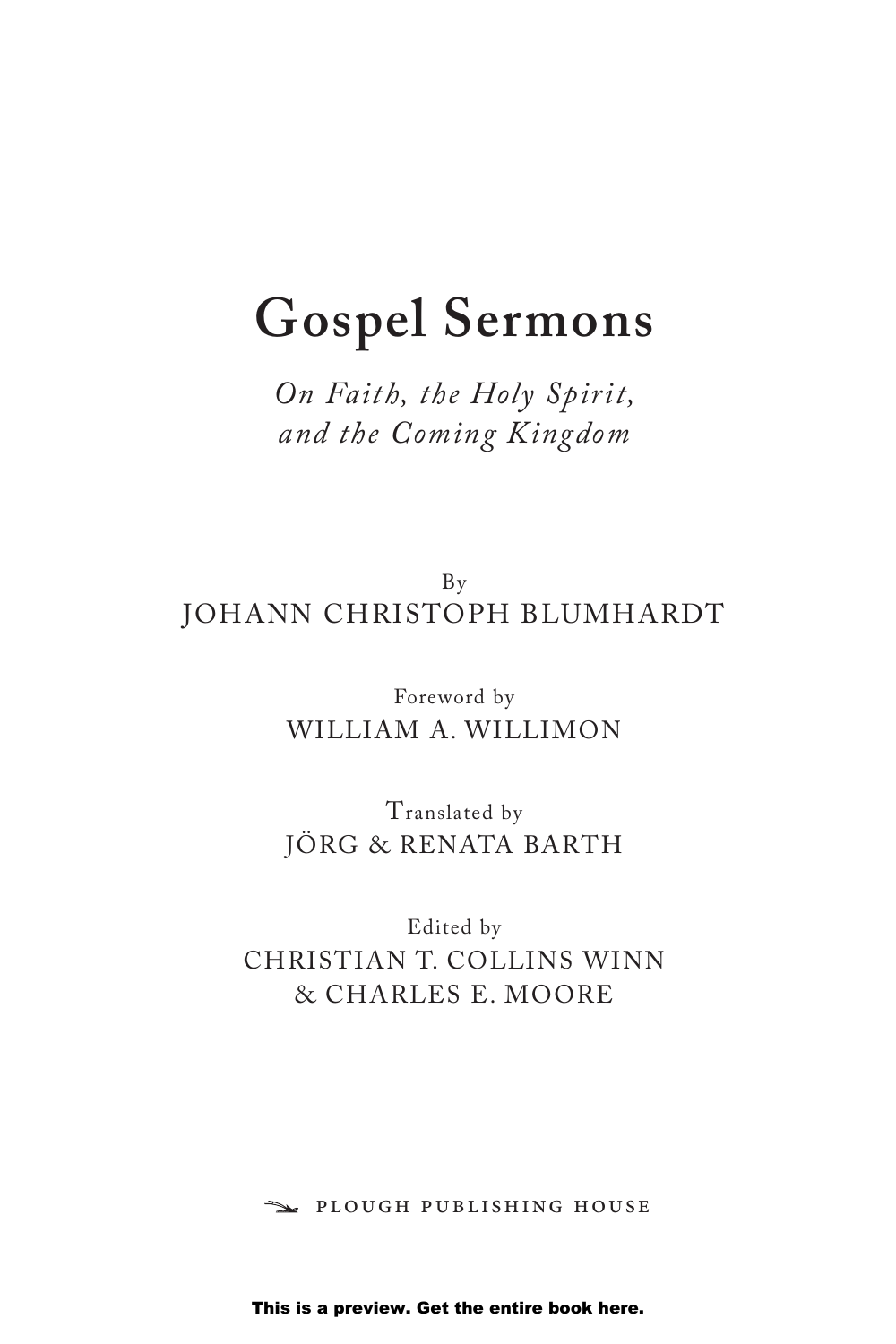# Gospel Sermons

*On Faith, the Holy Spirit, and the Coming Kingdom*

By

JOHANN CHRISTOPH BLUMHARDT

Foreword by

WILLIAM A. WILLIMON

Translated by

JÖRG & RENATA BARTH

Edited by

CHRISTIAN T. COLLINS WINN & CHARLES E. MOORE

PLOUGH PUBLISHING HOUSE

**This is a preview. Get the entire book here.**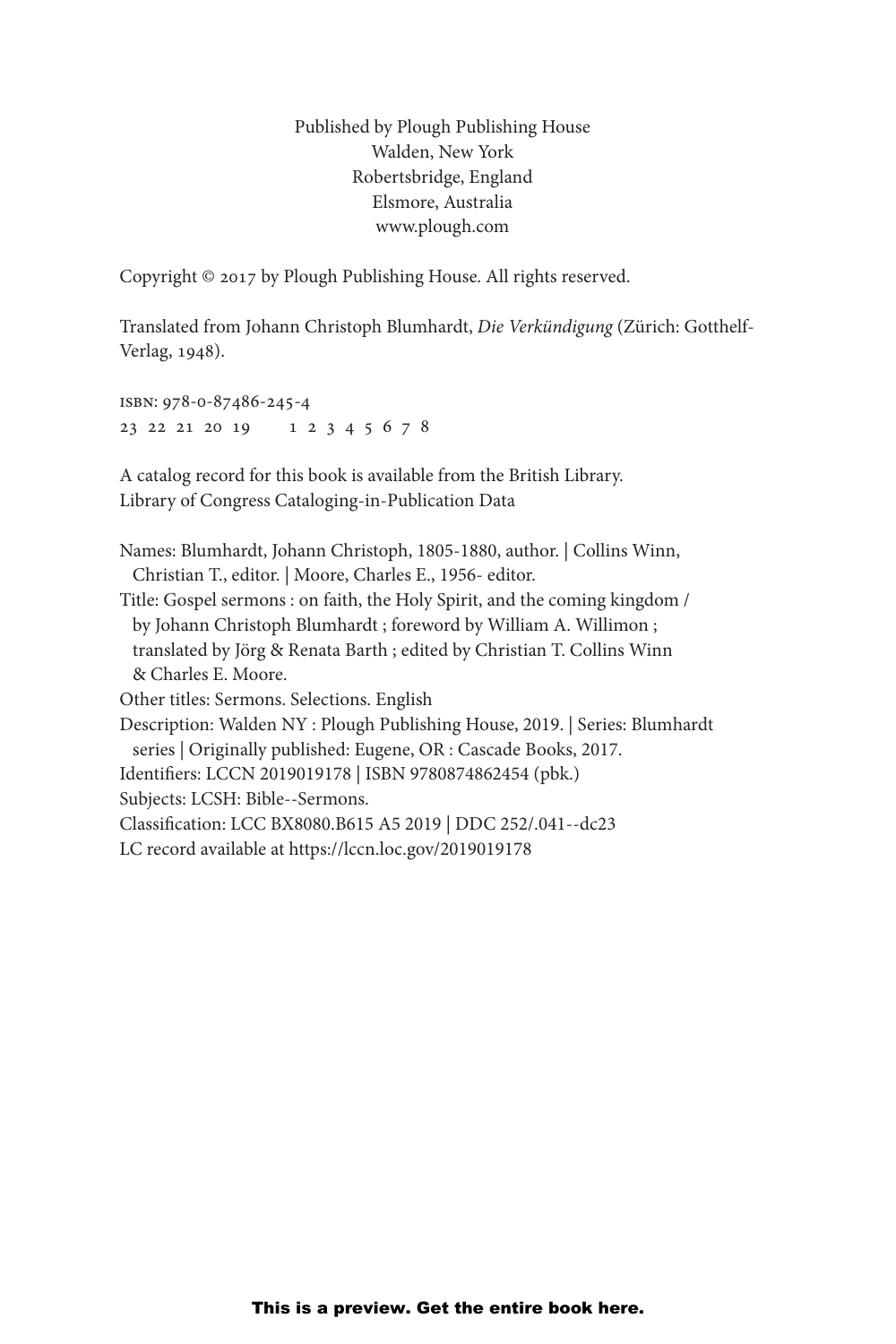Published by Plough Publishing House
Walden, New York
Robertsbridge, England
Elsmore, Australia
www.plough.com

Copyright © 2017 by Plough Publishing House. All rights reserved.

Translated from Johann Christoph Blumhardt, *Die Verkündigung* (Zürich: Gotthelf-Verlag, 1948).

ISBN: 978-0-87486-245-4
23 22 21 20 19 1 2 3 4 5 6 7 8

A catalog record for this book is available from the British Library.
Library of Congress Cataloging-in-Publication Data

Names: Blumhardt, Johann Christoph, 1805-1880, author. | Collins Winn, Christian T., editor. | Moore, Charles E., 1956- editor.
Title: Gospel sermons : on faith, the Holy Spirit, and the coming kingdom / by Johann Christoph Blumhardt ; foreword by William A. Willimon ; translated by Jörg & Renata Barth ; edited by Christian T. Collins Winn & Charles E. Moore.
Other titles: Sermons. Selections. English
Description: Walden NY : Plough Publishing House, 2019. | Series: Blumhardt series | Originally published: Eugene, OR : Cascade Books, 2017.
Identifiers: LCCN 2019019178 | ISBN 9780874862454 (pbk.)
Subjects: LCSH: Bible--Sermons.
Classification: LCC BX8080.B615 A5 2019 | DDC 252/.041--dc23
LC record available at https://lccn.loc.gov/2019019178

This is a preview. Get the entire book here.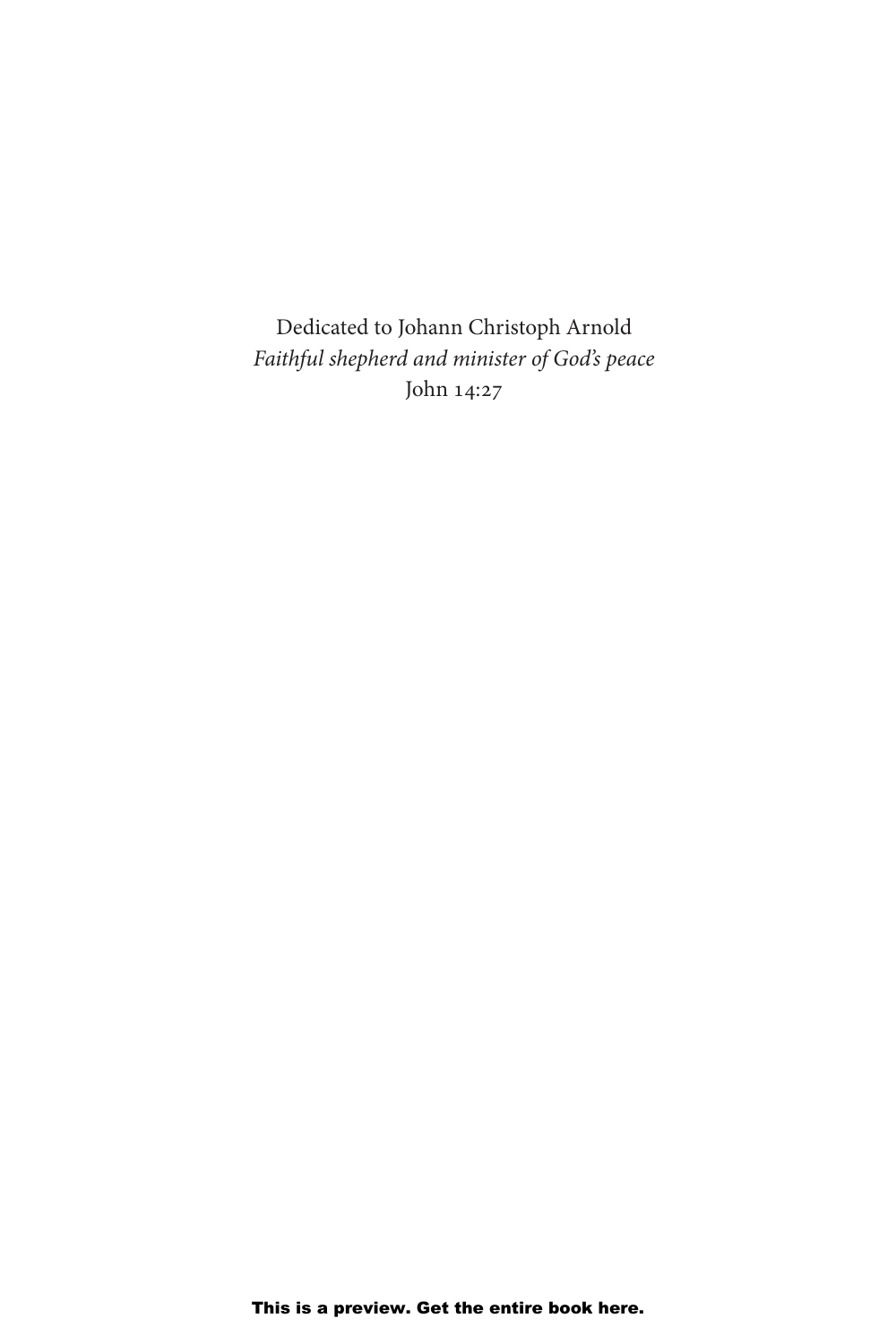Dedicated to Johann Christoph Arnold

*Faithful shepherd and minister of God's peace*

John 14:27

This is a preview. Get the entire book here.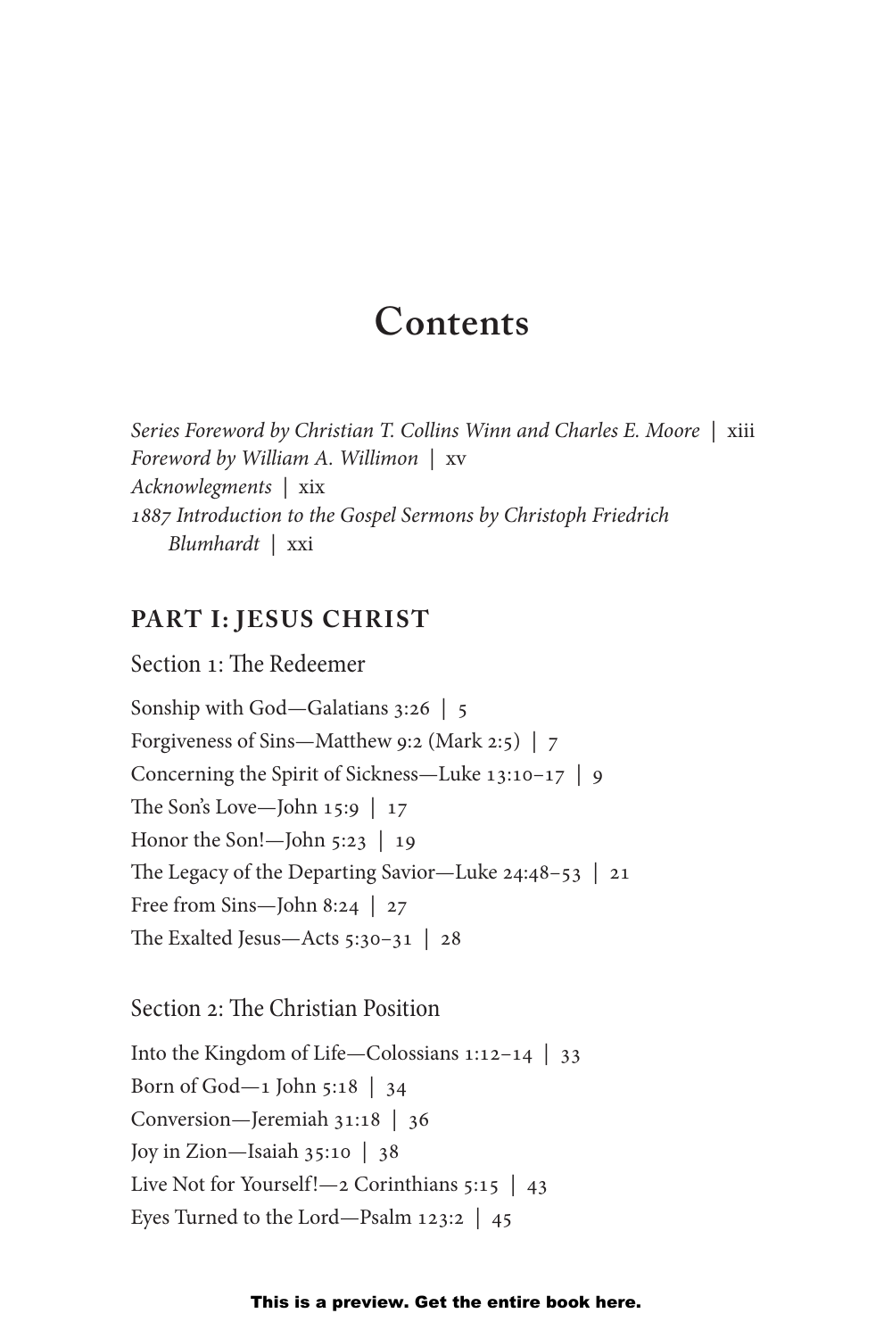# Contents

*Series Foreword by Christian T. Collins Winn and Charles E. Moore* | xiii
*Foreword by William A. Willimon* | xv
*Acknowlegments* | xix
*1887 Introduction to the Gospel Sermons by Christoph Friedrich Blumhardt* | xxi

## PART I: JESUS CHRIST

### Section 1: The Redeemer

Sonship with God—Galatians 3:26 | 5
Forgiveness of Sins—Matthew 9:2 (Mark 2:5) | 7
Concerning the Spirit of Sickness—Luke 13:10–17 | 9
The Son's Love—John 15:9 | 17
Honor the Son!—John 5:23 | 19
The Legacy of the Departing Savior—Luke 24:48–53 | 21
Free from Sins—John 8:24 | 27
The Exalted Jesus—Acts 5:30–31 | 28

### Section 2: The Christian Position

Into the Kingdom of Life—Colossians 1:12–14 | 33
Born of God—1 John 5:18 | 34
Conversion—Jeremiah 31:18 | 36
Joy in Zion—Isaiah 35:10 | 38
Live Not for Yourself!—2 Corinthians 5:15 | 43
Eyes Turned to the Lord—Psalm 123:2 | 45

This is a preview. Get the entire book here.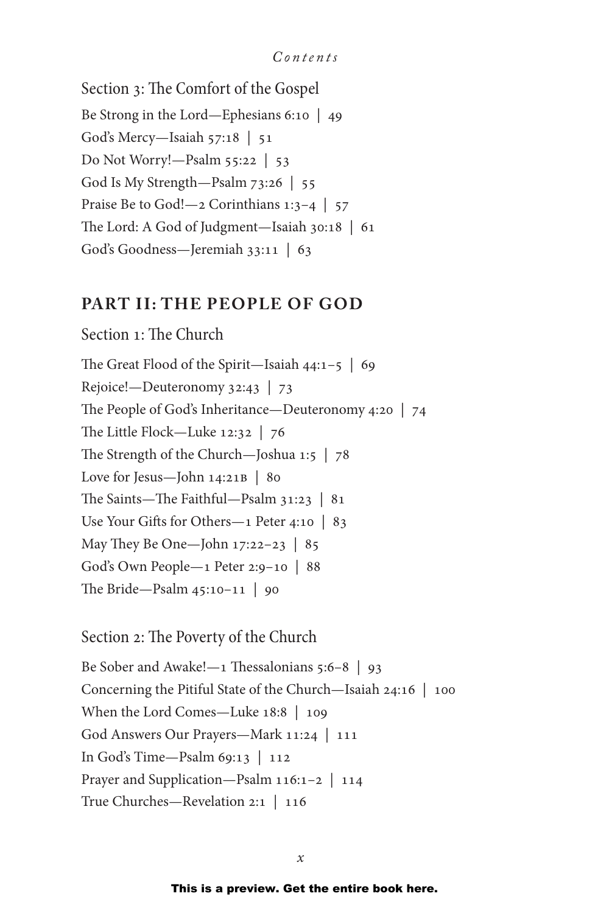Section 3: The Comfort of the Gospel

Be Strong in the Lord—Ephesians 6:10 | 49

God's Mercy—Isaiah 57:18 | 51

Do Not Worry!—Psalm 55:22 | 53

God Is My Strength—Psalm 73:26 | 55

Praise Be to God!—2 Corinthians 1:3–4 | 57

The Lord: A God of Judgment—Isaiah 30:18 | 61

God's Goodness—Jeremiah 33:11 | 63

## PART II: THE PEOPLE OF GOD

Section 1: The Church

The Great Flood of the Spirit—Isaiah 44:1–5 | 69

Rejoice!—Deuteronomy 32:43 | 73

The People of God's Inheritance—Deuteronomy 4:20 | 74

The Little Flock—Luke 12:32 | 76

The Strength of the Church—Joshua 1:5 | 78

Love for Jesus—John 14:21B | 80

The Saints—The Faithful—Psalm 31:23 | 81

Use Your Gifts for Others—1 Peter 4:10 | 83

May They Be One—John 17:22–23 | 85

God's Own People—1 Peter 2:9–10 | 88

The Bride—Psalm 45:10–11 | 90

Section 2: The Poverty of the Church

Be Sober and Awake!—1 Thessalonians 5:6–8 | 93

Concerning the Pitiful State of the Church—Isaiah 24:16 | 100

When the Lord Comes—Luke 18:8 | 109

God Answers Our Prayers—Mark 11:24 | 111

In God's Time—Psalm 69:13 | 112

Prayer and Supplication—Psalm 116:1–2 | 114

True Churches—Revelation 2:1 | 116

This is a preview. Get the entire book here.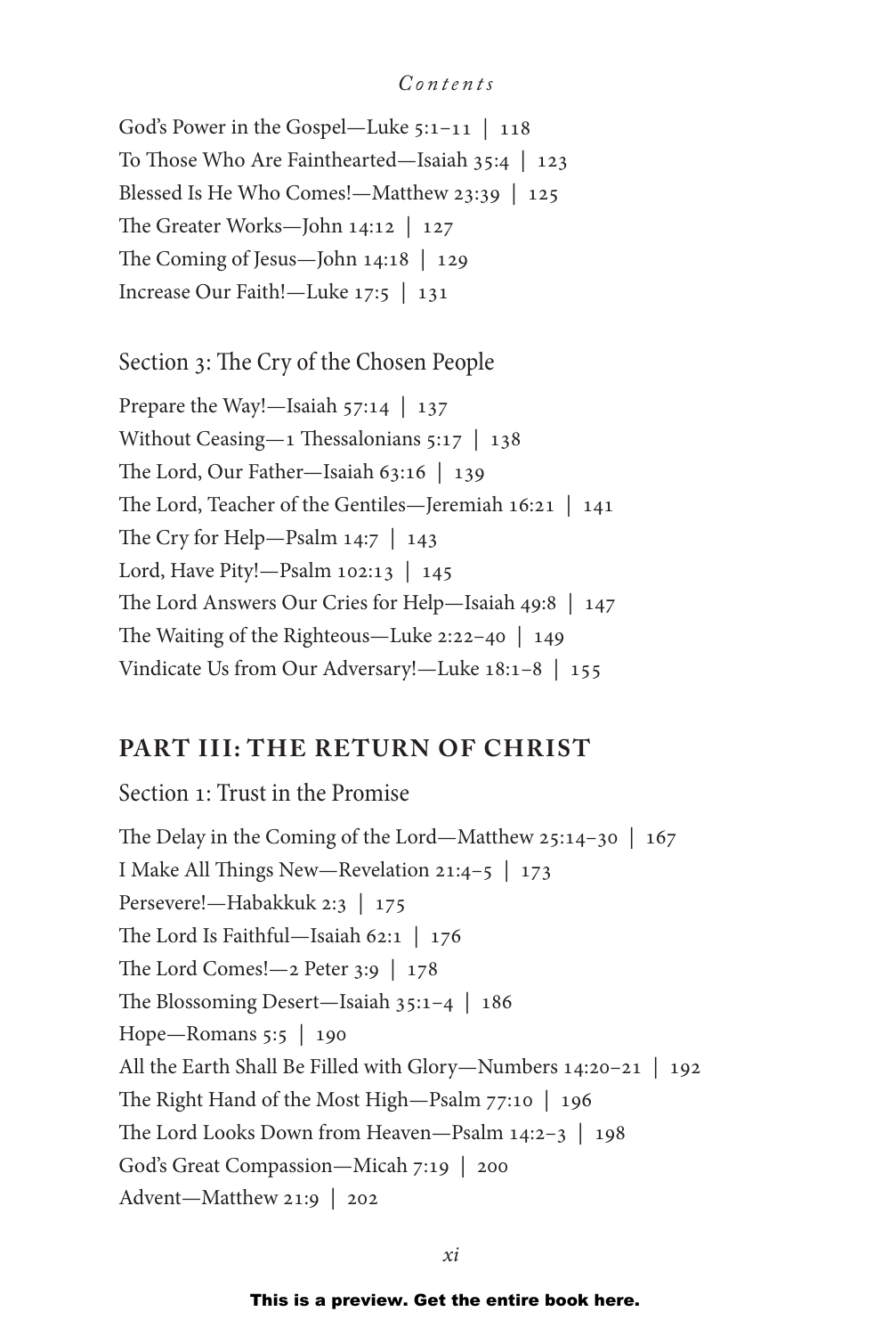God's Power in the Gospel—Luke 5:1–11 | 118

To Those Who Are Fainthearted—Isaiah 35:4 | 123

Blessed Is He Who Comes!—Matthew 23:39 | 125

The Greater Works—John 14:12 | 127

The Coming of Jesus—John 14:18 | 129

Increase Our Faith!—Luke 17:5 | 131

### Section 3: The Cry of the Chosen People

Prepare the Way!—Isaiah 57:14 | 137

Without Ceasing—1 Thessalonians 5:17 | 138

The Lord, Our Father—Isaiah 63:16 | 139

The Lord, Teacher of the Gentiles—Jeremiah 16:21 | 141

The Cry for Help—Psalm 14:7 | 143

Lord, Have Pity!—Psalm 102:13 | 145

The Lord Answers Our Cries for Help—Isaiah 49:8 | 147

The Waiting of the Righteous—Luke 2:22–40 | 149

Vindicate Us from Our Adversary!—Luke 18:1–8 | 155

## PART III: THE RETURN OF CHRIST

### Section 1: Trust in the Promise

The Delay in the Coming of the Lord—Matthew 25:14–30 | 167

I Make All Things New—Revelation 21:4–5 | 173

Persevere!—Habakkuk 2:3 | 175

The Lord Is Faithful—Isaiah 62:1 | 176

The Lord Comes!—2 Peter 3:9 | 178

The Blossoming Desert—Isaiah 35:1–4 | 186

Hope—Romans 5:5 | 190

All the Earth Shall Be Filled with Glory—Numbers 14:20–21 | 192

The Right Hand of the Most High—Psalm 77:10 | 196

The Lord Looks Down from Heaven—Psalm 14:2–3 | 198

God's Great Compassion—Micah 7:19 | 200

Advent—Matthew 21:9 | 202

This is a preview. Get the entire book here.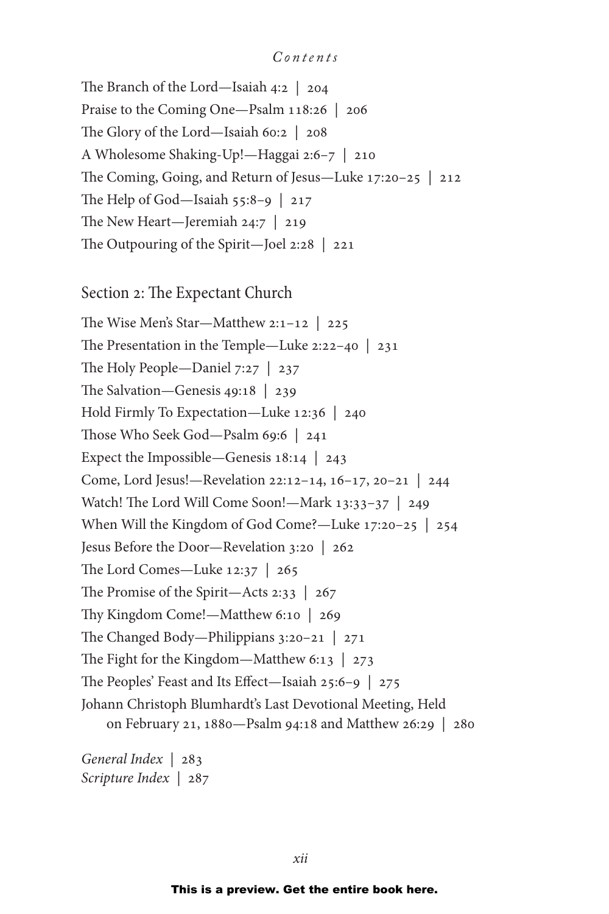The Branch of the Lord—Isaiah 4:2 | 204
Praise to the Coming One—Psalm 118:26 | 206
The Glory of the Lord—Isaiah 60:2 | 208
A Wholesome Shaking-Up!—Haggai 2:6–7 | 210
The Coming, Going, and Return of Jesus—Luke 17:20–25 | 212
The Help of God—Isaiah 55:8–9 | 217
The New Heart—Jeremiah 24:7 | 219
The Outpouring of the Spirit—Joel 2:28 | 221

## Section 2: The Expectant Church

The Wise Men's Star—Matthew 2:1–12 | 225
The Presentation in the Temple—Luke 2:22–40 | 231
The Holy People—Daniel 7:27 | 237
The Salvation—Genesis 49:18 | 239
Hold Firmly To Expectation—Luke 12:36 | 240
Those Who Seek God—Psalm 69:6 | 241
Expect the Impossible—Genesis 18:14 | 243
Come, Lord Jesus!—Revelation 22:12–14, 16–17, 20–21 | 244
Watch! The Lord Will Come Soon!—Mark 13:33–37 | 249
When Will the Kingdom of God Come?—Luke 17:20–25 | 254
Jesus Before the Door—Revelation 3:20 | 262
The Lord Comes—Luke 12:37 | 265
The Promise of the Spirit—Acts 2:33 | 267
Thy Kingdom Come!—Matthew 6:10 | 269
The Changed Body—Philippians 3:20–21 | 271
The Fight for the Kingdom—Matthew 6:13 | 273
The Peoples' Feast and Its Effect—Isaiah 25:6–9 | 275
Johann Christoph Blumhardt's Last Devotional Meeting, Held on February 21, 1880—Psalm 94:18 and Matthew 26:29 | 280

*General Index* | 283
*Scripture Index* | 287

This is a preview. Get the entire book here.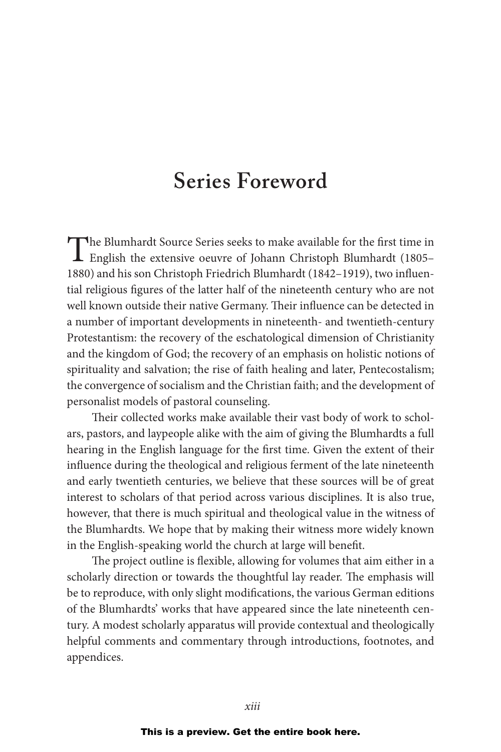# Series Foreword

The Blumhardt Source Series seeks to make available for the first time in English the extensive oeuvre of Johann Christoph Blumhardt (1805–1880) and his son Christoph Friedrich Blumhardt (1842–1919), two influential religious figures of the latter half of the nineteenth century who are not well known outside their native Germany. Their influence can be detected in a number of important developments in nineteenth- and twentieth-century Protestantism: the recovery of the eschatological dimension of Christianity and the kingdom of God; the recovery of an emphasis on holistic notions of spirituality and salvation; the rise of faith healing and later, Pentecostalism; the convergence of socialism and the Christian faith; and the development of personalist models of pastoral counseling.

Their collected works make available their vast body of work to scholars, pastors, and laypeople alike with the aim of giving the Blumhardts a full hearing in the English language for the first time. Given the extent of their influence during the theological and religious ferment of the late nineteenth and early twentieth centuries, we believe that these sources will be of great interest to scholars of that period across various disciplines. It is also true, however, that there is much spiritual and theological value in the witness of the Blumhardts. We hope that by making their witness more widely known in the English-speaking world the church at large will benefit.

The project outline is flexible, allowing for volumes that aim either in a scholarly direction or towards the thoughtful lay reader. The emphasis will be to reproduce, with only slight modifications, the various German editions of the Blumhardts' works that have appeared since the late nineteenth century. A modest scholarly apparatus will provide contextual and theologically helpful comments and commentary through introductions, footnotes, and appendices.

This is a preview. Get the entire book here.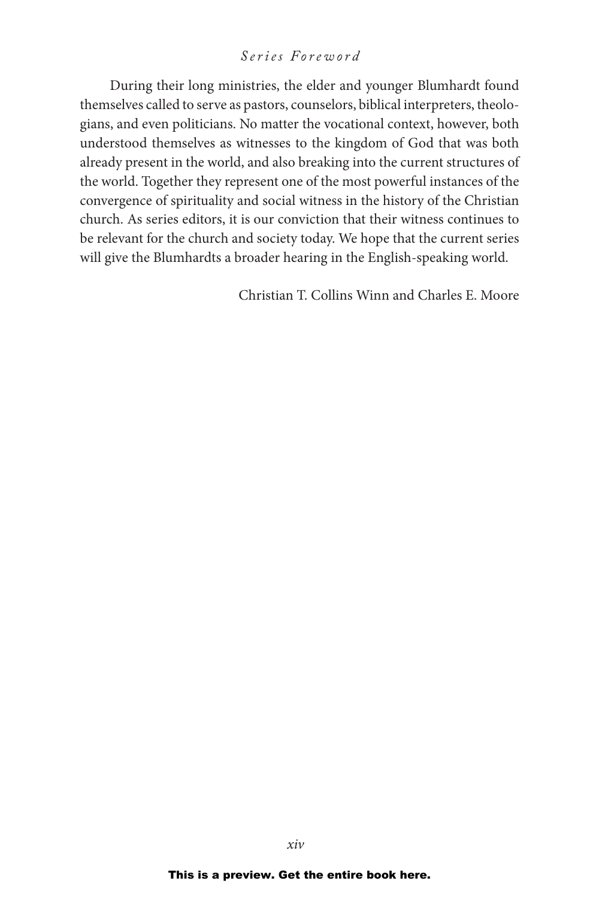During their long ministries, the elder and younger Blumhardt found themselves called to serve as pastors, counselors, biblical interpreters, theologians, and even politicians. No matter the vocational context, however, both understood themselves as witnesses to the kingdom of God that was both already present in the world, and also breaking into the current structures of the world. Together they represent one of the most powerful instances of the convergence of spirituality and social witness in the history of the Christian church. As series editors, it is our conviction that their witness continues to be relevant for the church and society today. We hope that the current series will give the Blumhardts a broader hearing in the English-speaking world.

Christian T. Collins Winn and Charles E. Moore

**This is a preview. Get the entire book here.**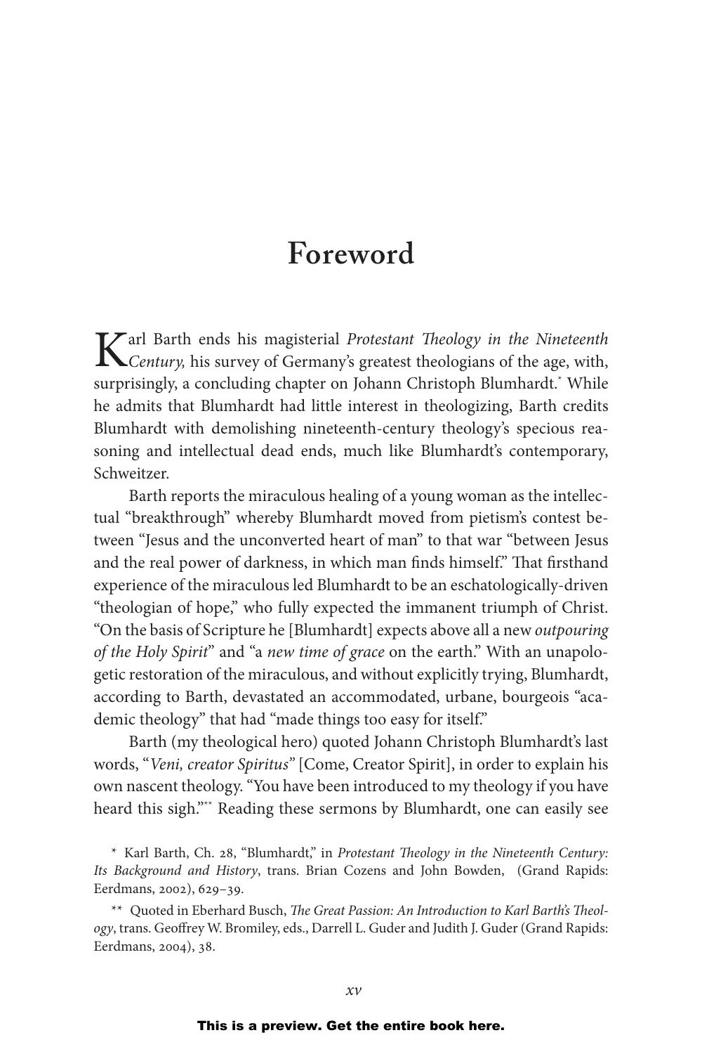# Foreword

Karl Barth ends his magisterial *Protestant Theology in the Nineteenth Century,* his survey of Germany's greatest theologians of the age, with, surprisingly, a concluding chapter on Johann Christoph Blumhardt.* While he admits that Blumhardt had little interest in theologizing, Barth credits Blumhardt with demolishing nineteenth-century theology's specious reasoning and intellectual dead ends, much like Blumhardt's contemporary, Schweitzer.

Barth reports the miraculous healing of a young woman as the intellectual "breakthrough" whereby Blumhardt moved from pietism's contest between "Jesus and the unconverted heart of man" to that war "between Jesus and the real power of darkness, in which man finds himself." That firsthand experience of the miraculous led Blumhardt to be an eschatologically-driven "theologian of hope," who fully expected the immanent triumph of Christ. "On the basis of Scripture he [Blumhardt] expects above all a new *outpouring of the Holy Spirit*" and "a *new time of grace* on the earth." With an unapologetic restoration of the miraculous, and without explicitly trying, Blumhardt, according to Barth, devastated an accommodated, urbane, bourgeois "academic theology" that had "made things too easy for itself."

Barth (my theological hero) quoted Johann Christoph Blumhardt's last words, "*Veni, creator Spiritus*" [Come, Creator Spirit], in order to explain his own nascent theology. "You have been introduced to my theology if you have heard this sigh."** Reading these sermons by Blumhardt, one can easily see

\* Karl Barth, Ch. 28, "Blumhardt," in *Protestant Theology in the Nineteenth Century: Its Background and History*, trans. Brian Cozens and John Bowden, (Grand Rapids: Eerdmans, 2002), 629–39.

\*\* Quoted in Eberhard Busch, *The Great Passion: An Introduction to Karl Barth's Theology*, trans. Geoffrey W. Bromiley, eds., Darrell L. Guder and Judith J. Guder (Grand Rapids: Eerdmans, 2004), 38.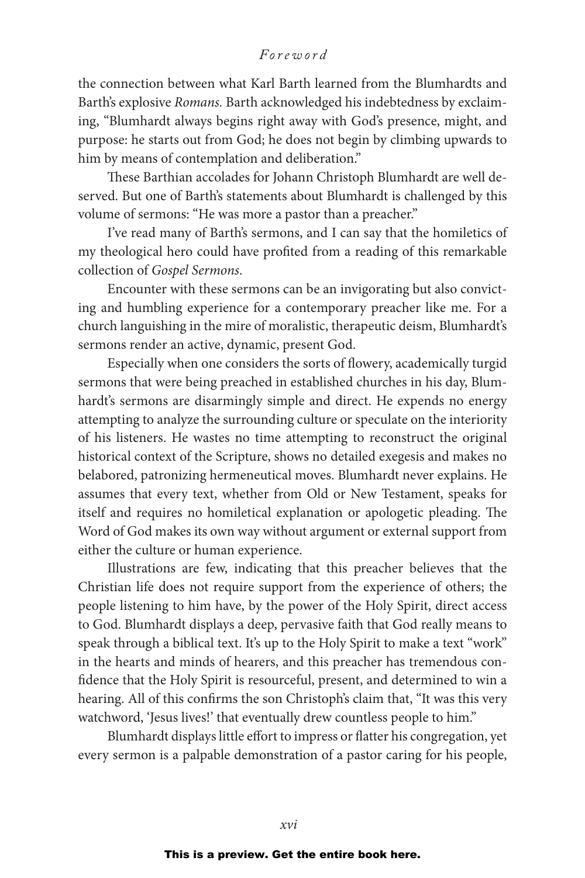the connection between what Karl Barth learned from the Blumhardts and Barth's explosive *Romans.* Barth acknowledged his indebtedness by exclaiming, "Blumhardt always begins right away with God's presence, might, and purpose: he starts out from God; he does not begin by climbing upwards to him by means of contemplation and deliberation."

These Barthian accolades for Johann Christoph Blumhardt are well deserved. But one of Barth's statements about Blumhardt is challenged by this volume of sermons: "He was more a pastor than a preacher."

I've read many of Barth's sermons, and I can say that the homiletics of my theological hero could have profited from a reading of this remarkable collection of *Gospel Sermons*.

Encounter with these sermons can be an invigorating but also convicting and humbling experience for a contemporary preacher like me. For a church languishing in the mire of moralistic, therapeutic deism, Blumhardt's sermons render an active, dynamic, present God.

Especially when one considers the sorts of flowery, academically turgid sermons that were being preached in established churches in his day, Blumhardt's sermons are disarmingly simple and direct. He expends no energy attempting to analyze the surrounding culture or speculate on the interiority of his listeners. He wastes no time attempting to reconstruct the original historical context of the Scripture, shows no detailed exegesis and makes no belabored, patronizing hermeneutical moves. Blumhardt never explains. He assumes that every text, whether from Old or New Testament, speaks for itself and requires no homiletical explanation or apologetic pleading. The Word of God makes its own way without argument or external support from either the culture or human experience.

Illustrations are few, indicating that this preacher believes that the Christian life does not require support from the experience of others; the people listening to him have, by the power of the Holy Spirit, direct access to God. Blumhardt displays a deep, pervasive faith that God really means to speak through a biblical text. It's up to the Holy Spirit to make a text "work" in the hearts and minds of hearers, and this preacher has tremendous confidence that the Holy Spirit is resourceful, present, and determined to win a hearing. All of this confirms the son Christoph's claim that, "It was this very watchword, 'Jesus lives!' that eventually drew countless people to him."

Blumhardt displays little effort to impress or flatter his congregation, yet every sermon is a palpable demonstration of a pastor caring for his people,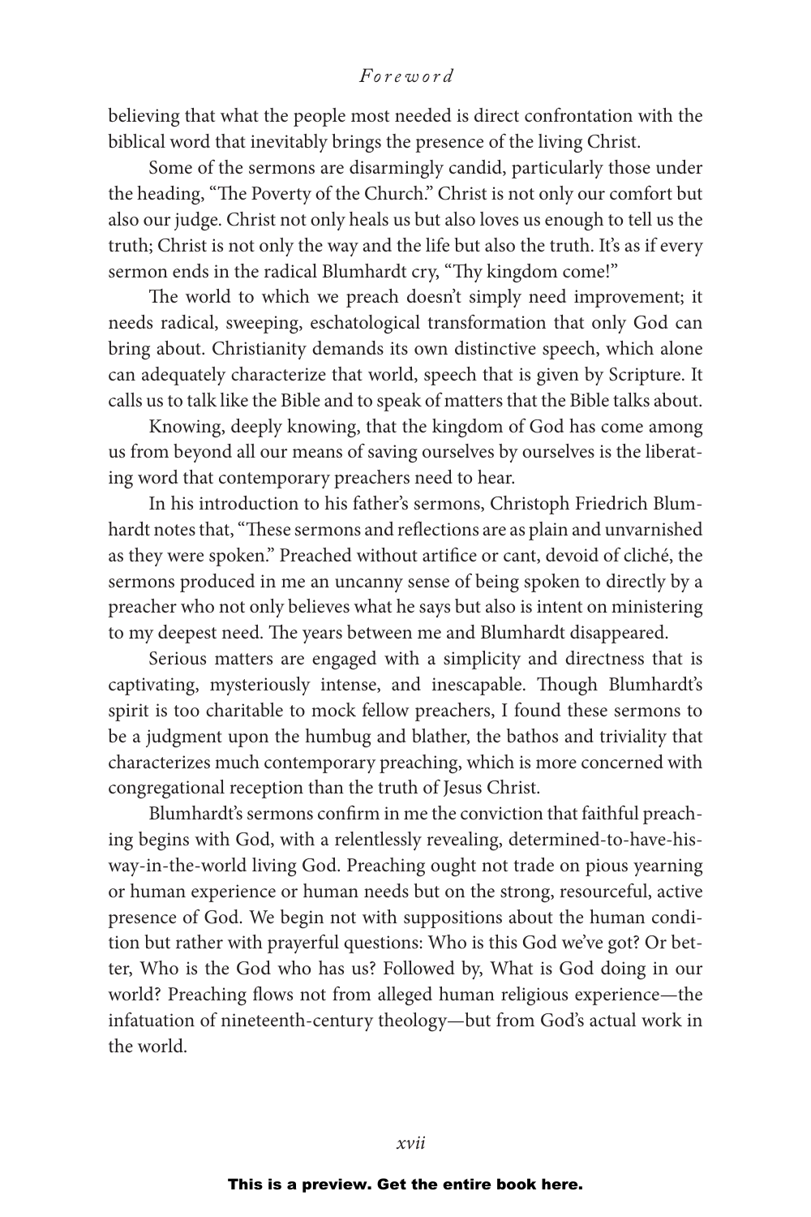believing that what the people most needed is direct confrontation with the biblical word that inevitably brings the presence of the living Christ.

Some of the sermons are disarmingly candid, particularly those under the heading, "The Poverty of the Church." Christ is not only our comfort but also our judge. Christ not only heals us but also loves us enough to tell us the truth; Christ is not only the way and the life but also the truth. It's as if every sermon ends in the radical Blumhardt cry, "Thy kingdom come!"

The world to which we preach doesn't simply need improvement; it needs radical, sweeping, eschatological transformation that only God can bring about. Christianity demands its own distinctive speech, which alone can adequately characterize that world, speech that is given by Scripture. It calls us to talk like the Bible and to speak of matters that the Bible talks about.

Knowing, deeply knowing, that the kingdom of God has come among us from beyond all our means of saving ourselves by ourselves is the liberating word that contemporary preachers need to hear.

In his introduction to his father's sermons, Christoph Friedrich Blumhardt notes that, "These sermons and reflections are as plain and unvarnished as they were spoken." Preached without artifice or cant, devoid of cliché, the sermons produced in me an uncanny sense of being spoken to directly by a preacher who not only believes what he says but also is intent on ministering to my deepest need. The years between me and Blumhardt disappeared.

Serious matters are engaged with a simplicity and directness that is captivating, mysteriously intense, and inescapable. Though Blumhardt's spirit is too charitable to mock fellow preachers, I found these sermons to be a judgment upon the humbug and blather, the bathos and triviality that characterizes much contemporary preaching, which is more concerned with congregational reception than the truth of Jesus Christ.

Blumhardt's sermons confirm in me the conviction that faithful preaching begins with God, with a relentlessly revealing, determined-to-have-his-way-in-the-world living God. Preaching ought not trade on pious yearning or human experience or human needs but on the strong, resourceful, active presence of God. We begin not with suppositions about the human condition but rather with prayerful questions: Who is this God we've got? Or better, Who is the God who has us? Followed by, What is God doing in our world? Preaching flows not from alleged human religious experience—the infatuation of nineteenth-century theology—but from God's actual work in the world.

This is a preview. Get the entire book here.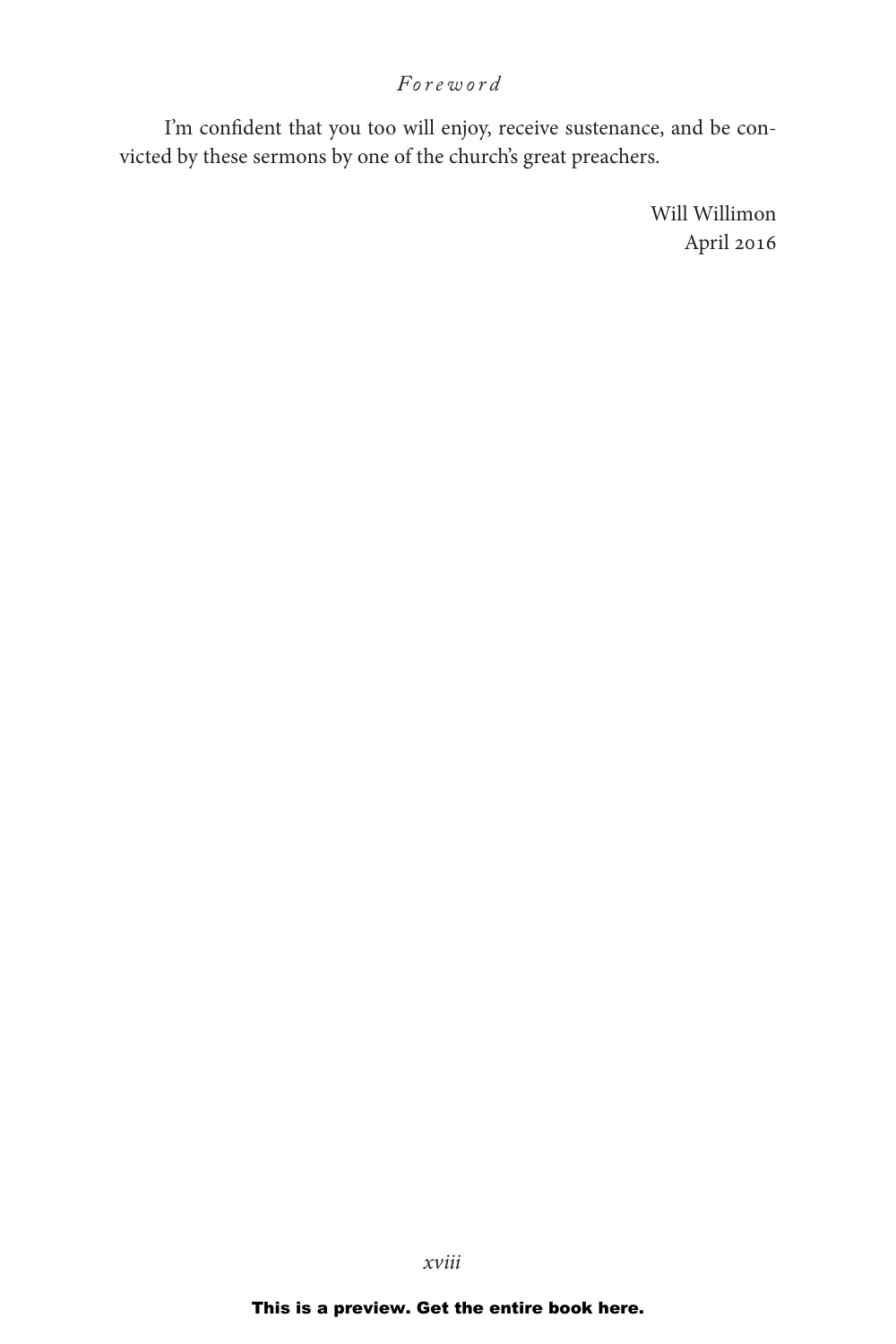I'm confident that you too will enjoy, receive sustenance, and be convicted by these sermons by one of the church's great preachers.

Will Willimon
April 2016

This is a preview. Get the entire book here.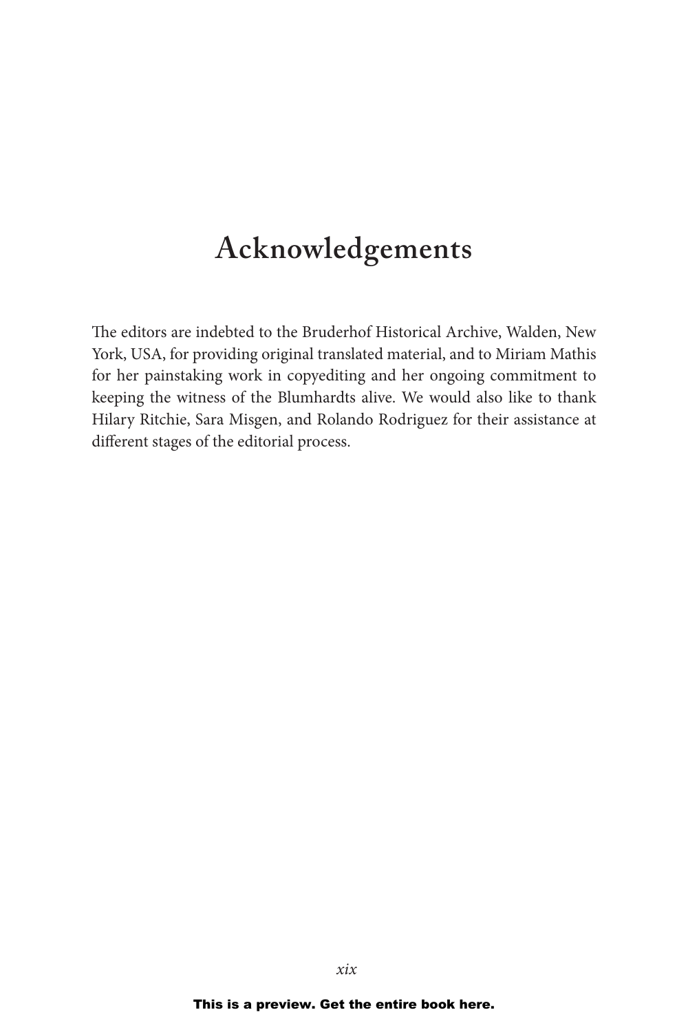# Acknowledgements

The editors are indebted to the Bruderhof Historical Archive, Walden, New York, USA, for providing original translated material, and to Miriam Mathis for her painstaking work in copyediting and her ongoing commitment to keeping the witness of the Blumhardts alive. We would also like to thank Hilary Ritchie, Sara Misgen, and Rolando Rodriguez for their assistance at different stages of the editorial process.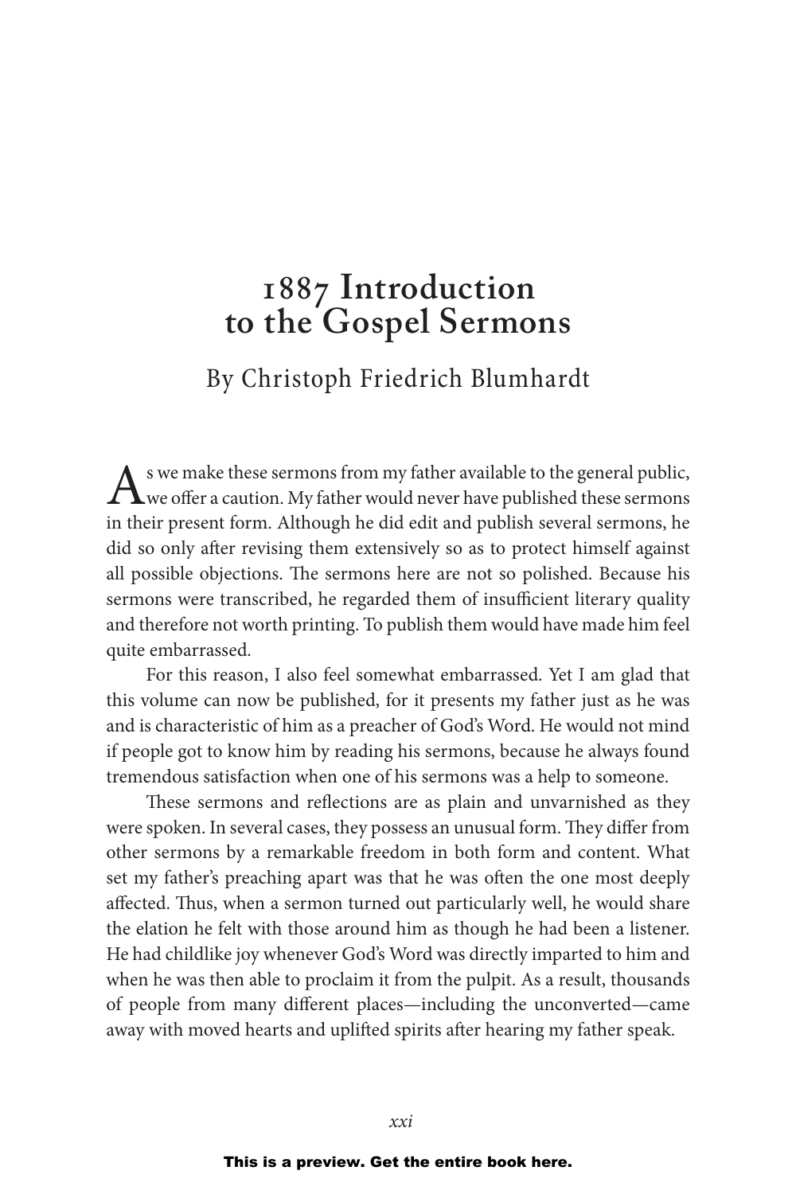# 1887 Introduction to the Gospel Sermons

By Christoph Friedrich Blumhardt

As we make these sermons from my father available to the general public, we offer a caution. My father would never have published these sermons in their present form. Although he did edit and publish several sermons, he did so only after revising them extensively so as to protect himself against all possible objections. The sermons here are not so polished. Because his sermons were transcribed, he regarded them of insufficient literary quality and therefore not worth printing. To publish them would have made him feel quite embarrassed.

For this reason, I also feel somewhat embarrassed. Yet I am glad that this volume can now be published, for it presents my father just as he was and is characteristic of him as a preacher of God's Word. He would not mind if people got to know him by reading his sermons, because he always found tremendous satisfaction when one of his sermons was a help to someone.

These sermons and reflections are as plain and unvarnished as they were spoken. In several cases, they possess an unusual form. They differ from other sermons by a remarkable freedom in both form and content. What set my father's preaching apart was that he was often the one most deeply affected. Thus, when a sermon turned out particularly well, he would share the elation he felt with those around him as though he had been a listener. He had childlike joy whenever God's Word was directly imparted to him and when he was then able to proclaim it from the pulpit. As a result, thousands of people from many different places—including the unconverted—came away with moved hearts and uplifted spirits after hearing my father speak.

This is a preview. Get the entire book here.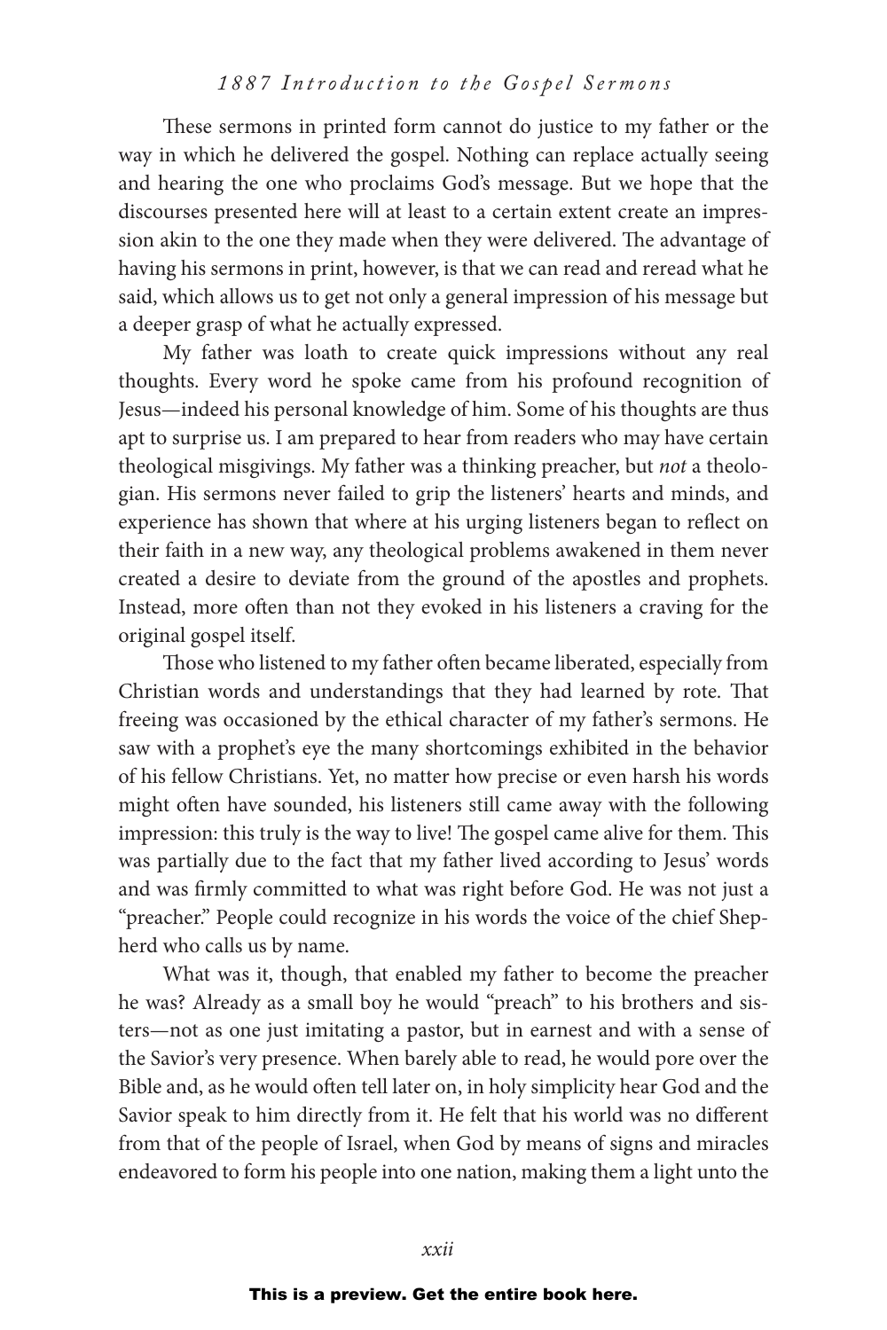These sermons in printed form cannot do justice to my father or the way in which he delivered the gospel. Nothing can replace actually seeing and hearing the one who proclaims God's message. But we hope that the discourses presented here will at least to a certain extent create an impression akin to the one they made when they were delivered. The advantage of having his sermons in print, however, is that we can read and reread what he said, which allows us to get not only a general impression of his message but a deeper grasp of what he actually expressed.

My father was loath to create quick impressions without any real thoughts. Every word he spoke came from his profound recognition of Jesus—indeed his personal knowledge of him. Some of his thoughts are thus apt to surprise us. I am prepared to hear from readers who may have certain theological misgivings. My father was a thinking preacher, but *not* a theologian. His sermons never failed to grip the listeners' hearts and minds, and experience has shown that where at his urging listeners began to reflect on their faith in a new way, any theological problems awakened in them never created a desire to deviate from the ground of the apostles and prophets. Instead, more often than not they evoked in his listeners a craving for the original gospel itself.

Those who listened to my father often became liberated, especially from Christian words and understandings that they had learned by rote. That freeing was occasioned by the ethical character of my father's sermons. He saw with a prophet's eye the many shortcomings exhibited in the behavior of his fellow Christians. Yet, no matter how precise or even harsh his words might often have sounded, his listeners still came away with the following impression: this truly is the way to live! The gospel came alive for them. This was partially due to the fact that my father lived according to Jesus' words and was firmly committed to what was right before God. He was not just a "preacher." People could recognize in his words the voice of the chief Shepherd who calls us by name.

What was it, though, that enabled my father to become the preacher he was? Already as a small boy he would "preach" to his brothers and sisters—not as one just imitating a pastor, but in earnest and with a sense of the Savior's very presence. When barely able to read, he would pore over the Bible and, as he would often tell later on, in holy simplicity hear God and the Savior speak to him directly from it. He felt that his world was no different from that of the people of Israel, when God by means of signs and miracles endeavored to form his people into one nation, making them a light unto the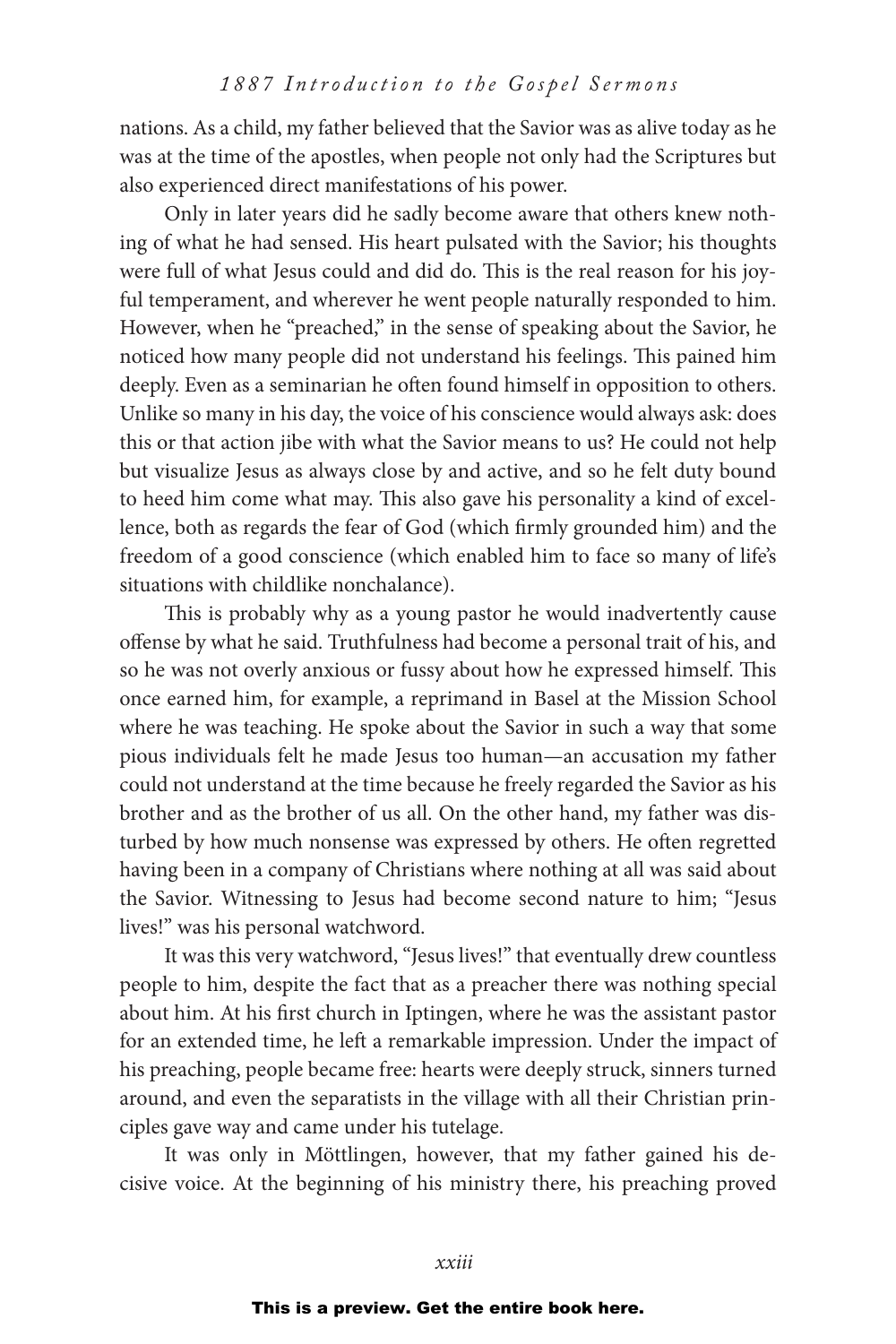nations. As a child, my father believed that the Savior was as alive today as he was at the time of the apostles, when people not only had the Scriptures but also experienced direct manifestations of his power.

Only in later years did he sadly become aware that others knew nothing of what he had sensed. His heart pulsated with the Savior; his thoughts were full of what Jesus could and did do. This is the real reason for his joyful temperament, and wherever he went people naturally responded to him. However, when he "preached," in the sense of speaking about the Savior, he noticed how many people did not understand his feelings. This pained him deeply. Even as a seminarian he often found himself in opposition to others. Unlike so many in his day, the voice of his conscience would always ask: does this or that action jibe with what the Savior means to us? He could not help but visualize Jesus as always close by and active, and so he felt duty bound to heed him come what may. This also gave his personality a kind of excellence, both as regards the fear of God (which firmly grounded him) and the freedom of a good conscience (which enabled him to face so many of life's situations with childlike nonchalance).

This is probably why as a young pastor he would inadvertently cause offense by what he said. Truthfulness had become a personal trait of his, and so he was not overly anxious or fussy about how he expressed himself. This once earned him, for example, a reprimand in Basel at the Mission School where he was teaching. He spoke about the Savior in such a way that some pious individuals felt he made Jesus too human—an accusation my father could not understand at the time because he freely regarded the Savior as his brother and as the brother of us all. On the other hand, my father was disturbed by how much nonsense was expressed by others. He often regretted having been in a company of Christians where nothing at all was said about the Savior. Witnessing to Jesus had become second nature to him; "Jesus lives!" was his personal watchword.

It was this very watchword, "Jesus lives!" that eventually drew countless people to him, despite the fact that as a preacher there was nothing special about him. At his first church in Iptingen, where he was the assistant pastor for an extended time, he left a remarkable impression. Under the impact of his preaching, people became free: hearts were deeply struck, sinners turned around, and even the separatists in the village with all their Christian principles gave way and came under his tutelage.

It was only in Möttlingen, however, that my father gained his decisive voice. At the beginning of his ministry there, his preaching proved

This is a preview. Get the entire book here.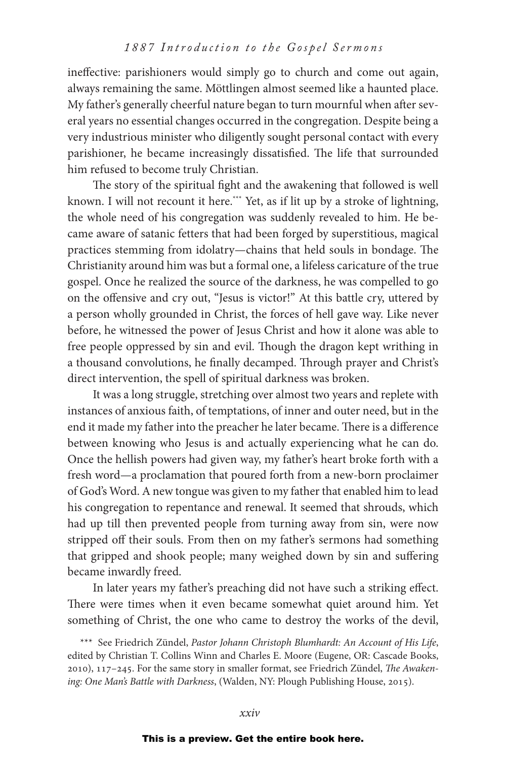ineffective: parishioners would simply go to church and come out again, always remaining the same. Möttlingen almost seemed like a haunted place. My father's generally cheerful nature began to turn mournful when after several years no essential changes occurred in the congregation. Despite being a very industrious minister who diligently sought personal contact with every parishioner, he became increasingly dissatisfied. The life that surrounded him refused to become truly Christian.

The story of the spiritual fight and the awakening that followed is well known. I will not recount it here.[***] Yet, as if lit up by a stroke of lightning, the whole need of his congregation was suddenly revealed to him. He became aware of satanic fetters that had been forged by superstitious, magical practices stemming from idolatry—chains that held souls in bondage. The Christianity around him was but a formal one, a lifeless caricature of the true gospel. Once he realized the source of the darkness, he was compelled to go on the offensive and cry out, "Jesus is victor!" At this battle cry, uttered by a person wholly grounded in Christ, the forces of hell gave way. Like never before, he witnessed the power of Jesus Christ and how it alone was able to free people oppressed by sin and evil. Though the dragon kept writhing in a thousand convolutions, he finally decamped. Through prayer and Christ's direct intervention, the spell of spiritual darkness was broken.

It was a long struggle, stretching over almost two years and replete with instances of anxious faith, of temptations, of inner and outer need, but in the end it made my father into the preacher he later became. There is a difference between knowing who Jesus is and actually experiencing what he can do. Once the hellish powers had given way, my father's heart broke forth with a fresh word—a proclamation that poured forth from a new-born proclaimer of God's Word. A new tongue was given to my father that enabled him to lead his congregation to repentance and renewal. It seemed that shrouds, which had up till then prevented people from turning away from sin, were now stripped off their souls. From then on my father's sermons had something that gripped and shook people; many weighed down by sin and suffering became inwardly freed.

In later years my father's preaching did not have such a striking effect. There were times when it even became somewhat quiet around him. Yet something of Christ, the one who came to destroy the works of the devil,

[***] See Friedrich Zündel, *Pastor Johann Christoph Blumhardt: An Account of His Life*, edited by Christian T. Collins Winn and Charles E. Moore (Eugene, OR: Cascade Books, 2010), 117–245. For the same story in smaller format, see Friedrich Zündel, *The Awakening: One Man's Battle with Darkness*, (Walden, NY: Plough Publishing House, 2015).

This is a preview. Get the entire book here.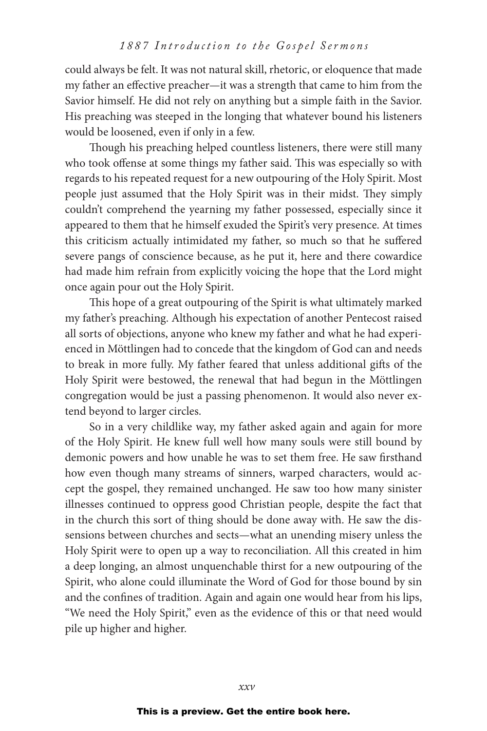could always be felt. It was not natural skill, rhetoric, or eloquence that made my father an effective preacher—it was a strength that came to him from the Savior himself. He did not rely on anything but a simple faith in the Savior. His preaching was steeped in the longing that whatever bound his listeners would be loosened, even if only in a few.

Though his preaching helped countless listeners, there were still many who took offense at some things my father said. This was especially so with regards to his repeated request for a new outpouring of the Holy Spirit. Most people just assumed that the Holy Spirit was in their midst. They simply couldn't comprehend the yearning my father possessed, especially since it appeared to them that he himself exuded the Spirit's very presence. At times this criticism actually intimidated my father, so much so that he suffered severe pangs of conscience because, as he put it, here and there cowardice had made him refrain from explicitly voicing the hope that the Lord might once again pour out the Holy Spirit.

This hope of a great outpouring of the Spirit is what ultimately marked my father's preaching. Although his expectation of another Pentecost raised all sorts of objections, anyone who knew my father and what he had experienced in Möttlingen had to concede that the kingdom of God can and needs to break in more fully. My father feared that unless additional gifts of the Holy Spirit were bestowed, the renewal that had begun in the Möttlingen congregation would be just a passing phenomenon. It would also never extend beyond to larger circles.

So in a very childlike way, my father asked again and again for more of the Holy Spirit. He knew full well how many souls were still bound by demonic powers and how unable he was to set them free. He saw firsthand how even though many streams of sinners, warped characters, would accept the gospel, they remained unchanged. He saw too how many sinister illnesses continued to oppress good Christian people, despite the fact that in the church this sort of thing should be done away with. He saw the dissensions between churches and sects—what an unending misery unless the Holy Spirit were to open up a way to reconciliation. All this created in him a deep longing, an almost unquenchable thirst for a new outpouring of the Spirit, who alone could illuminate the Word of God for those bound by sin and the confines of tradition. Again and again one would hear from his lips, "We need the Holy Spirit," even as the evidence of this or that need would pile up higher and higher.

This is a preview. Get the entire book here.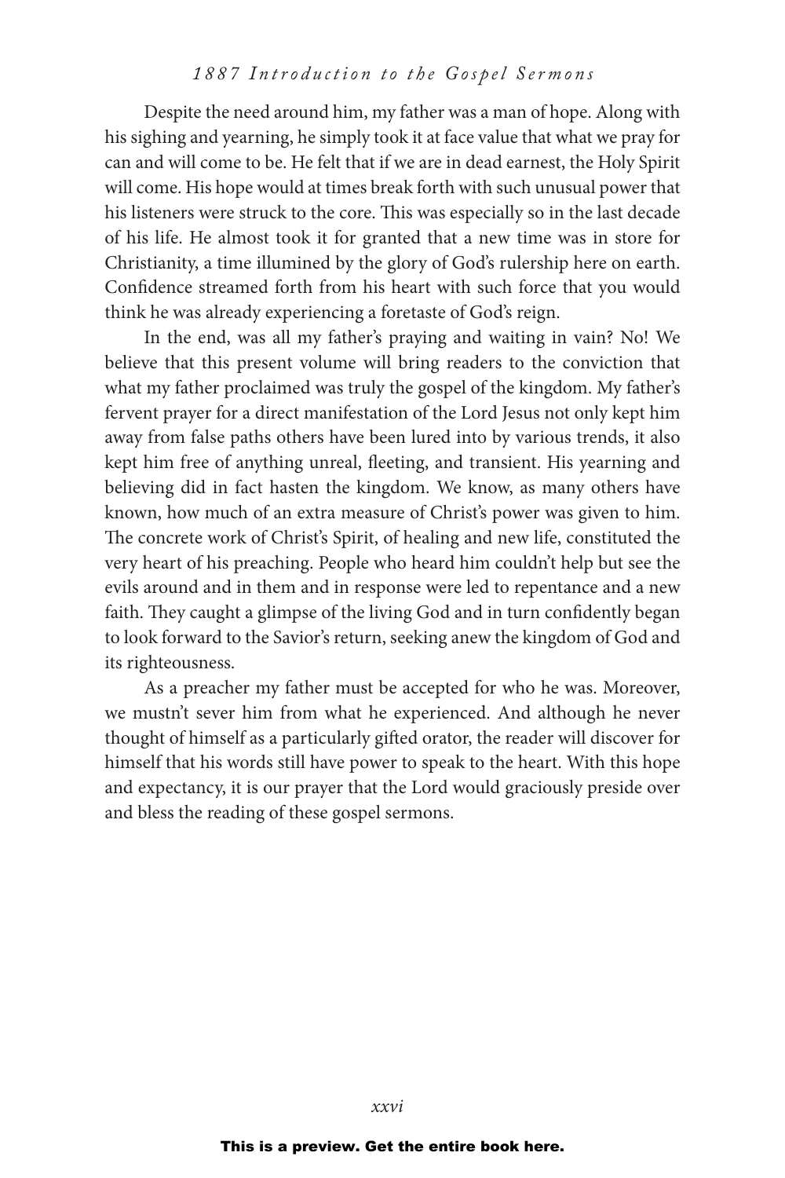Despite the need around him, my father was a man of hope. Along with his sighing and yearning, he simply took it at face value that what we pray for can and will come to be. He felt that if we are in dead earnest, the Holy Spirit will come. His hope would at times break forth with such unusual power that his listeners were struck to the core. This was especially so in the last decade of his life. He almost took it for granted that a new time was in store for Christianity, a time illumined by the glory of God's rulership here on earth. Confidence streamed forth from his heart with such force that you would think he was already experiencing a foretaste of God's reign.

In the end, was all my father's praying and waiting in vain? No! We believe that this present volume will bring readers to the conviction that what my father proclaimed was truly the gospel of the kingdom. My father's fervent prayer for a direct manifestation of the Lord Jesus not only kept him away from false paths others have been lured into by various trends, it also kept him free of anything unreal, fleeting, and transient. His yearning and believing did in fact hasten the kingdom. We know, as many others have known, how much of an extra measure of Christ's power was given to him. The concrete work of Christ's Spirit, of healing and new life, constituted the very heart of his preaching. People who heard him couldn't help but see the evils around and in them and in response were led to repentance and a new faith. They caught a glimpse of the living God and in turn confidently began to look forward to the Savior's return, seeking anew the kingdom of God and its righteousness.

As a preacher my father must be accepted for who he was. Moreover, we mustn't sever him from what he experienced. And although he never thought of himself as a particularly gifted orator, the reader will discover for himself that his words still have power to speak to the heart. With this hope and expectancy, it is our prayer that the Lord would graciously preside over and bless the reading of these gospel sermons.

This is a preview. Get the entire book here.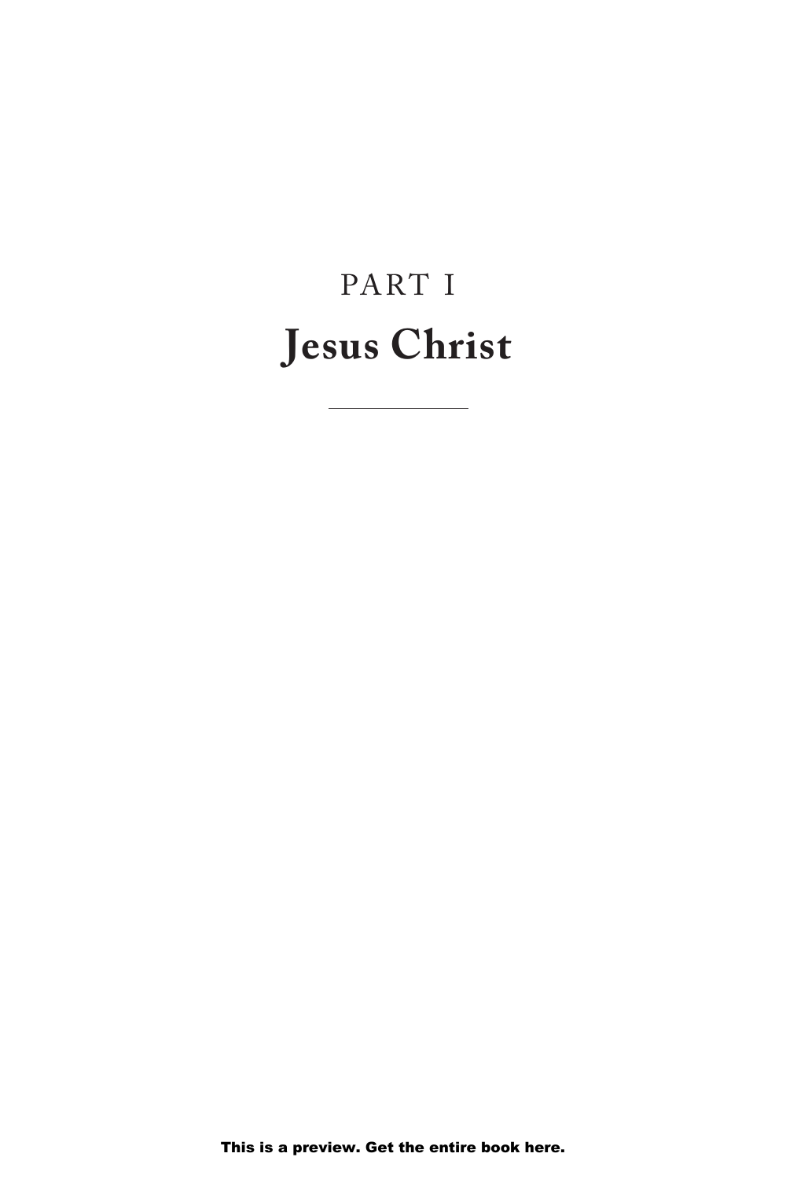# PART I

# Jesus Christ

This is a preview. Get the entire book here.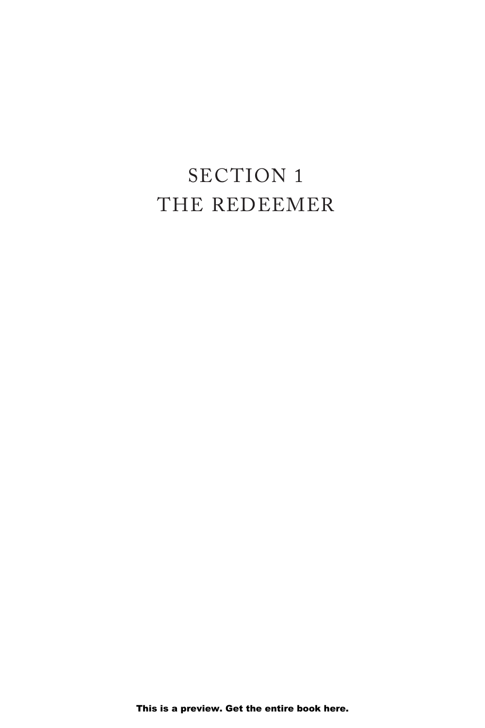# SECTION 1
# THE REDEEMER

This is a preview. Get the entire book here.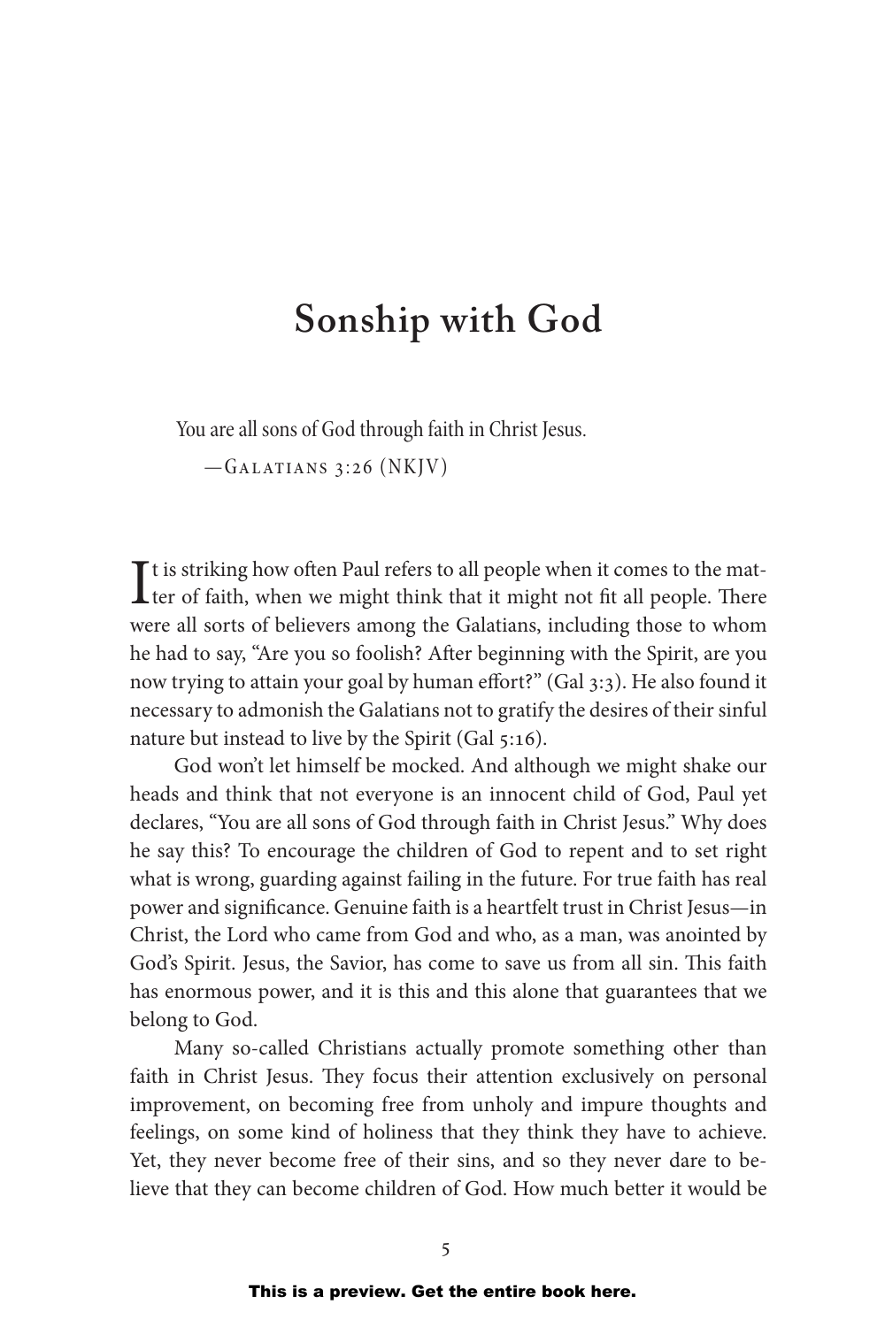# Sonship with God

> You are all sons of God through faith in Christ Jesus.
>
> —Galatians 3:26 (NKJV)

It is striking how often Paul refers to all people when it comes to the matter of faith, when we might think that it might not fit all people. There were all sorts of believers among the Galatians, including those to whom he had to say, "Are you so foolish? After beginning with the Spirit, are you now trying to attain your goal by human effort?" (Gal 3:3). He also found it necessary to admonish the Galatians not to gratify the desires of their sinful nature but instead to live by the Spirit (Gal 5:16).

God won't let himself be mocked. And although we might shake our heads and think that not everyone is an innocent child of God, Paul yet declares, "You are all sons of God through faith in Christ Jesus." Why does he say this? To encourage the children of God to repent and to set right what is wrong, guarding against failing in the future. For true faith has real power and significance. Genuine faith is a heartfelt trust in Christ Jesus—in Christ, the Lord who came from God and who, as a man, was anointed by God's Spirit. Jesus, the Savior, has come to save us from all sin. This faith has enormous power, and it is this and this alone that guarantees that we belong to God.

Many so-called Christians actually promote something other than faith in Christ Jesus. They focus their attention exclusively on personal improvement, on becoming free from unholy and impure thoughts and feelings, on some kind of holiness that they think they have to achieve. Yet, they never become free of their sins, and so they never dare to believe that they can become children of God. How much better it would be

This is a preview. Get the entire book here.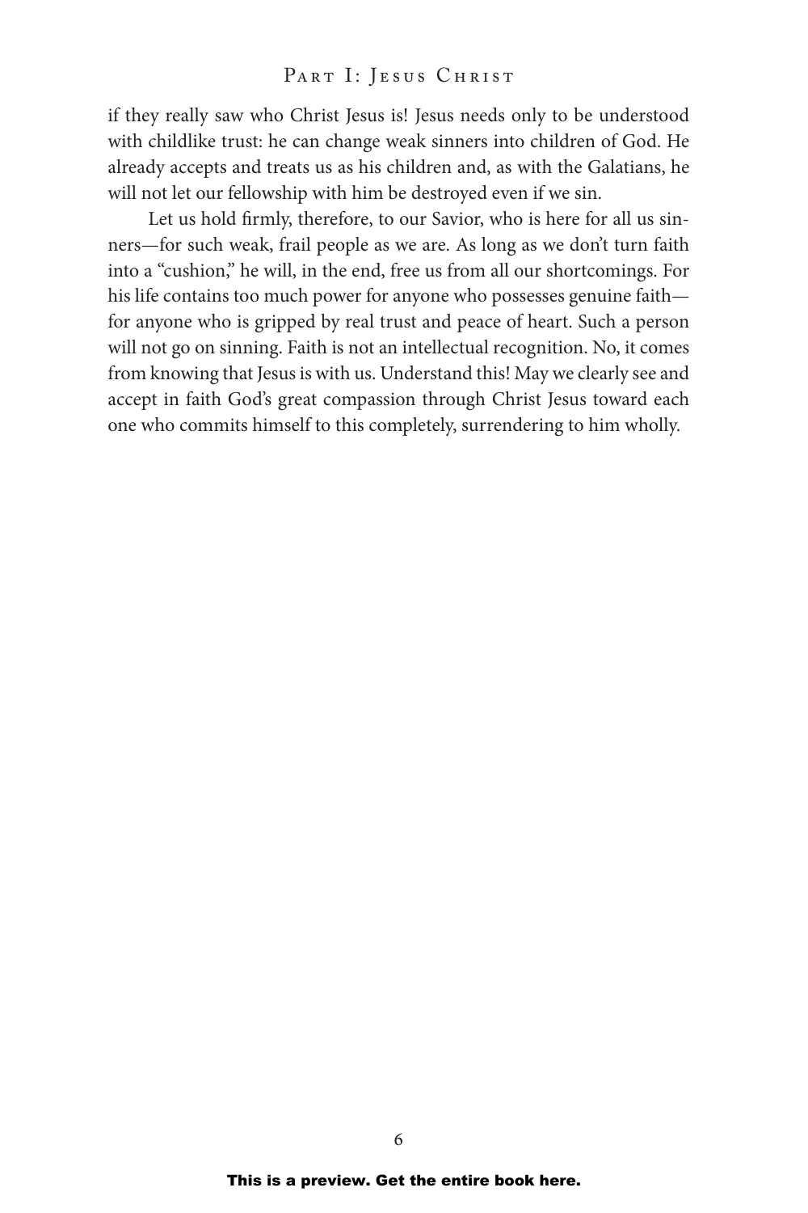if they really saw who Christ Jesus is! Jesus needs only to be understood with childlike trust: he can change weak sinners into children of God. He already accepts and treats us as his children and, as with the Galatians, he will not let our fellowship with him be destroyed even if we sin.

Let us hold firmly, therefore, to our Savior, who is here for all us sinners—for such weak, frail people as we are. As long as we don't turn faith into a "cushion," he will, in the end, free us from all our shortcomings. For his life contains too much power for anyone who possesses genuine faith—for anyone who is gripped by real trust and peace of heart. Such a person will not go on sinning. Faith is not an intellectual recognition. No, it comes from knowing that Jesus is with us. Understand this! May we clearly see and accept in faith God's great compassion through Christ Jesus toward each one who commits himself to this completely, surrendering to him wholly.

**This is a preview. Get the entire book here.**